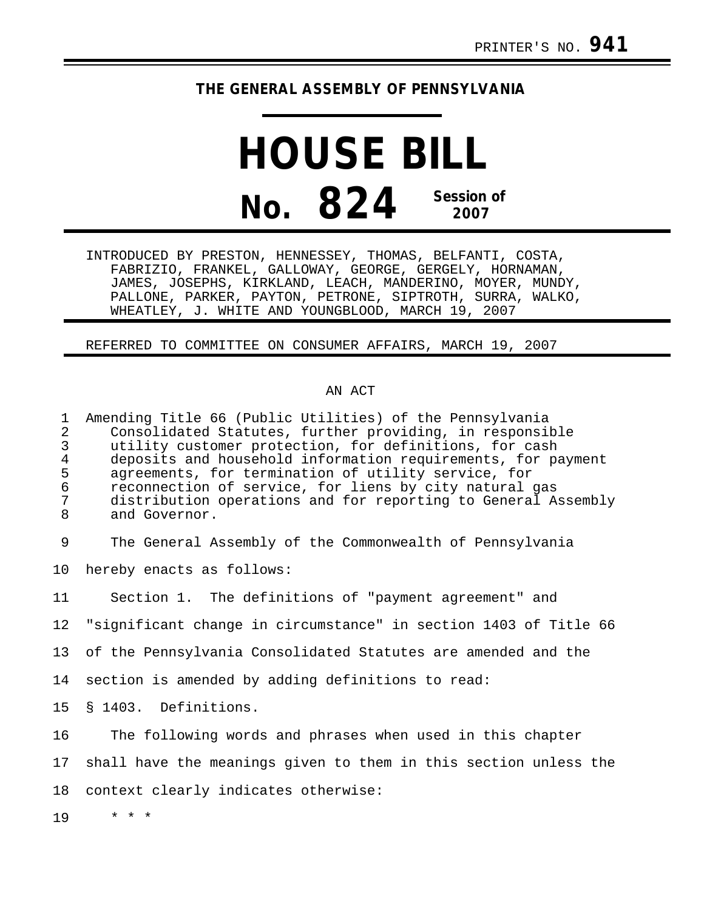PRINTER'S NO. **941**

**THE GENERAL ASSEMBLY OF PENNSYLVANIA**

# HOUSE BILL

# No. 824 Session of 2007

INTRODUCED BY PRESTON, HENNESSEY, THOMAS, BELFANTI, COSTA, FABRIZIO, FRANKEL, GALLOWAY, GEORGE, GERGELY, HORNAMAN, JAMES, JOSEPHS, KIRKLAND, LEACH, MANDERINO, MOYER, MUNDY, PALLONE, PARKER, PAYTON, PETRONE, SIPTROTH, SURRA, WALKO, WHEATLEY, J. WHITE AND YOUNGBLOOD, MARCH 19, 2007

REFERRED TO COMMITTEE ON CONSUMER AFFAIRS, MARCH 19, 2007

AN ACT

1 Amending Title 66 (Public Utilities) of the Pennsylvania
2 Consolidated Statutes, further providing, in responsible
3 utility customer protection, for definitions, for cash
4 deposits and household information requirements, for payment
5 agreements, for termination of utility service, for
6 reconnection of service, for liens by city natural gas
7 distribution operations and for reporting to General Assembly
8 and Governor.

9 The General Assembly of the Commonwealth of Pennsylvania
10 hereby enacts as follows:

11 Section 1. The definitions of "payment agreement" and
12 "significant change in circumstance" in section 1403 of Title 66
13 of the Pennsylvania Consolidated Statutes are amended and the
14 section is amended by adding definitions to read:

15 § 1403. Definitions.

16 The following words and phrases when used in this chapter
17 shall have the meanings given to them in this section unless the
18 context clearly indicates otherwise:

19 * * *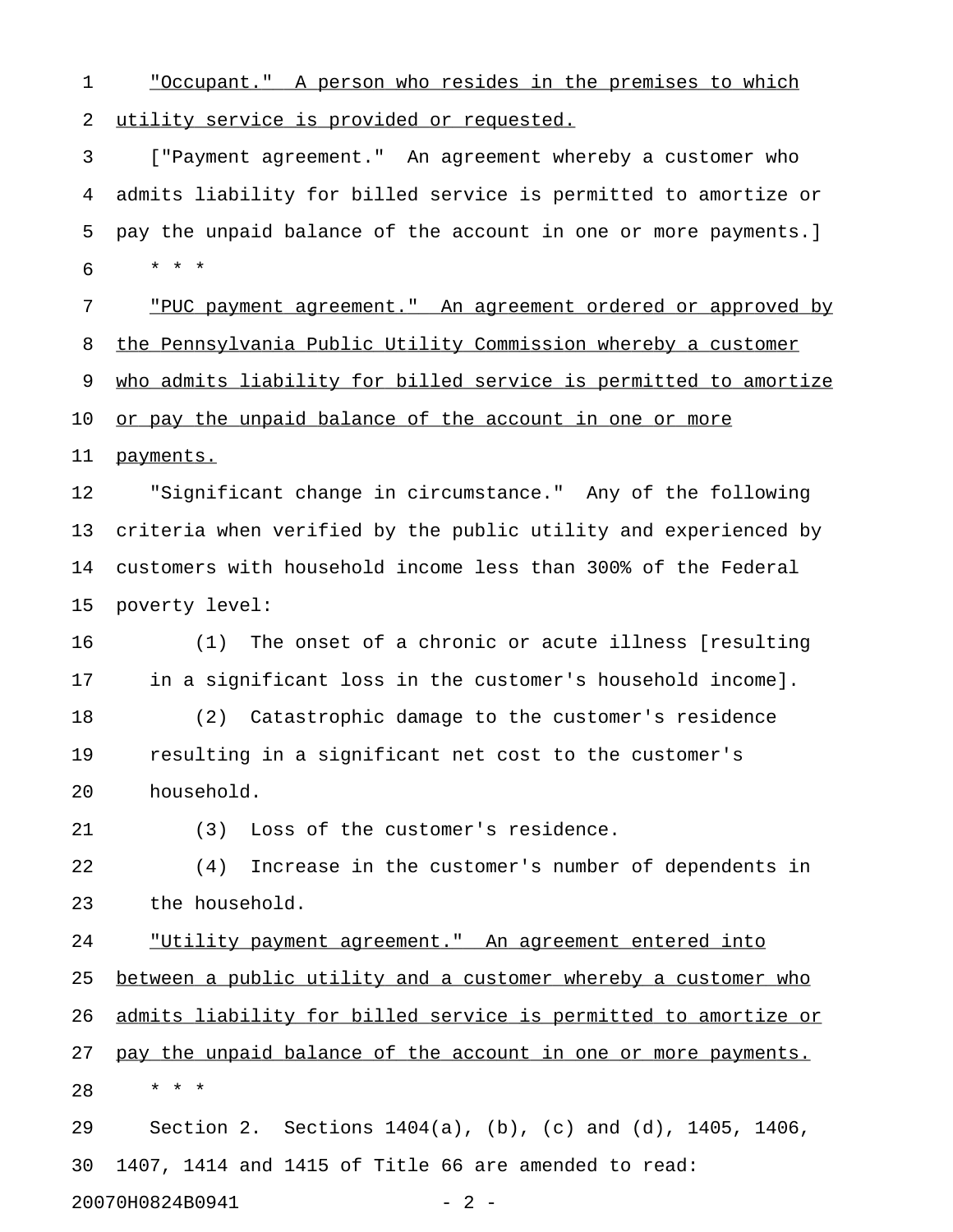"Occupant." A person who resides in the premises to which utility service is provided or requested.

["Payment agreement." An agreement whereby a customer who admits liability for billed service is permitted to amortize or pay the unpaid balance of the account in one or more payments.]

\* \* \*

"PUC payment agreement." An agreement ordered or approved by the Pennsylvania Public Utility Commission whereby a customer who admits liability for billed service is permitted to amortize or pay the unpaid balance of the account in one or more payments.

"Significant change in circumstance." Any of the following criteria when verified by the public utility and experienced by customers with household income less than 300% of the Federal poverty level:

(1) The onset of a chronic or acute illness [resulting in a significant loss in the customer's household income].

(2) Catastrophic damage to the customer's residence resulting in a significant net cost to the customer's household.

(3) Loss of the customer's residence.

(4) Increase in the customer's number of dependents in the household.

"Utility payment agreement." An agreement entered into between a public utility and a customer whereby a customer who admits liability for billed service is permitted to amortize or pay the unpaid balance of the account in one or more payments.

\* \* \*

Section 2. Sections 1404(a), (b), (c) and (d), 1405, 1406, 1407, 1414 and 1415 of Title 66 are amended to read:

20070H0824B0941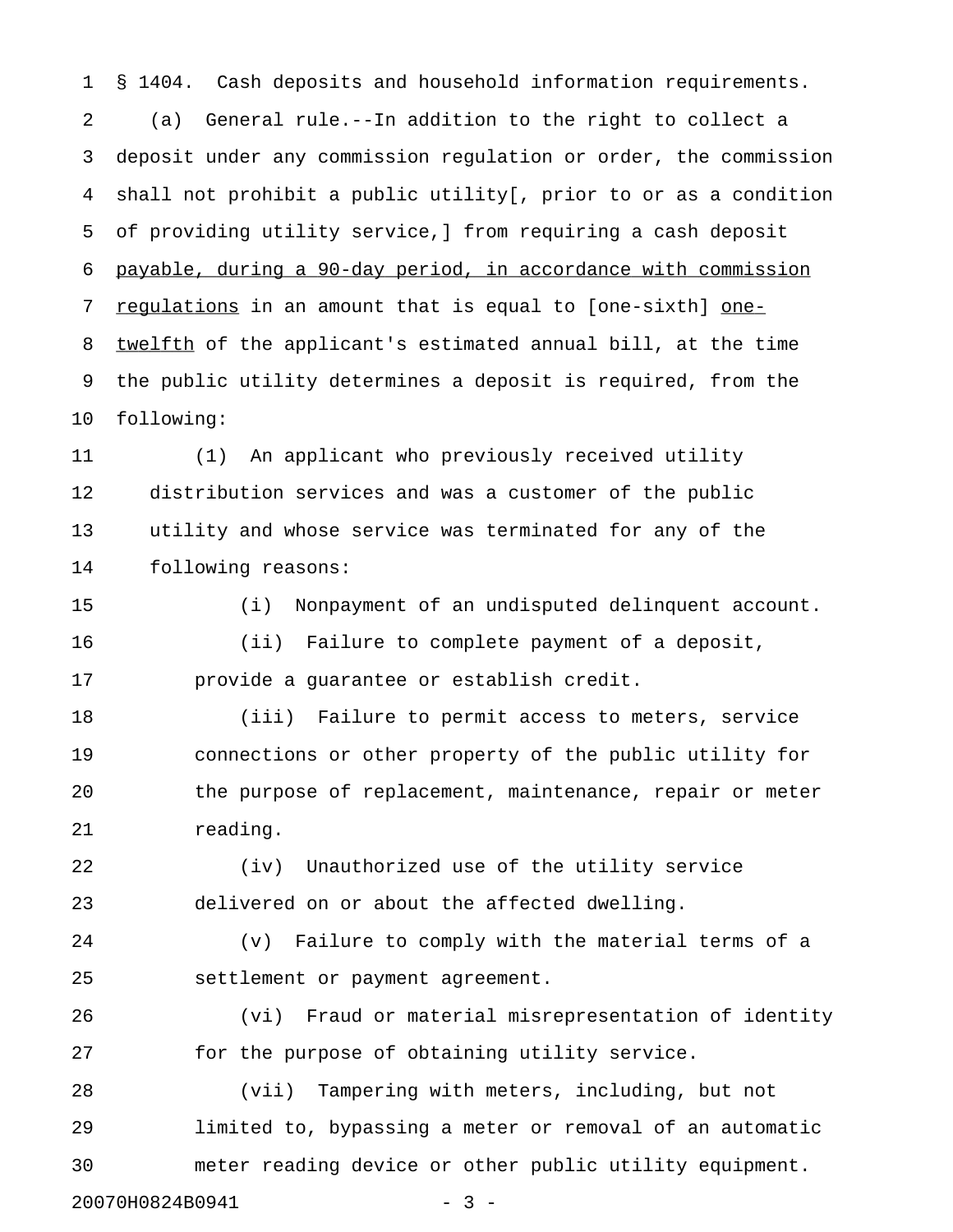§ 1404. Cash deposits and household information requirements.

(a) General rule.--In addition to the right to collect a deposit under any commission regulation or order, the commission shall not prohibit a public utility[, prior to or as a condition of providing utility service,] from requiring a cash deposit <u>payable, during a 90-day period, in accordance with commission regulations</u> in an amount that is equal to [one-sixth] <u>one-twelfth</u> of the applicant's estimated annual bill, at the time the public utility determines a deposit is required, from the following:

(1) An applicant who previously received utility distribution services and was a customer of the public utility and whose service was terminated for any of the following reasons:

(i) Nonpayment of an undisputed delinquent account.

(ii) Failure to complete payment of a deposit, provide a guarantee or establish credit.

(iii) Failure to permit access to meters, service connections or other property of the public utility for the purpose of replacement, maintenance, repair or meter reading.

(iv) Unauthorized use of the utility service delivered on or about the affected dwelling.

(v) Failure to comply with the material terms of a settlement or payment agreement.

(vi) Fraud or material misrepresentation of identity for the purpose of obtaining utility service.

(vii) Tampering with meters, including, but not limited to, bypassing a meter or removal of an automatic meter reading device or other public utility equipment.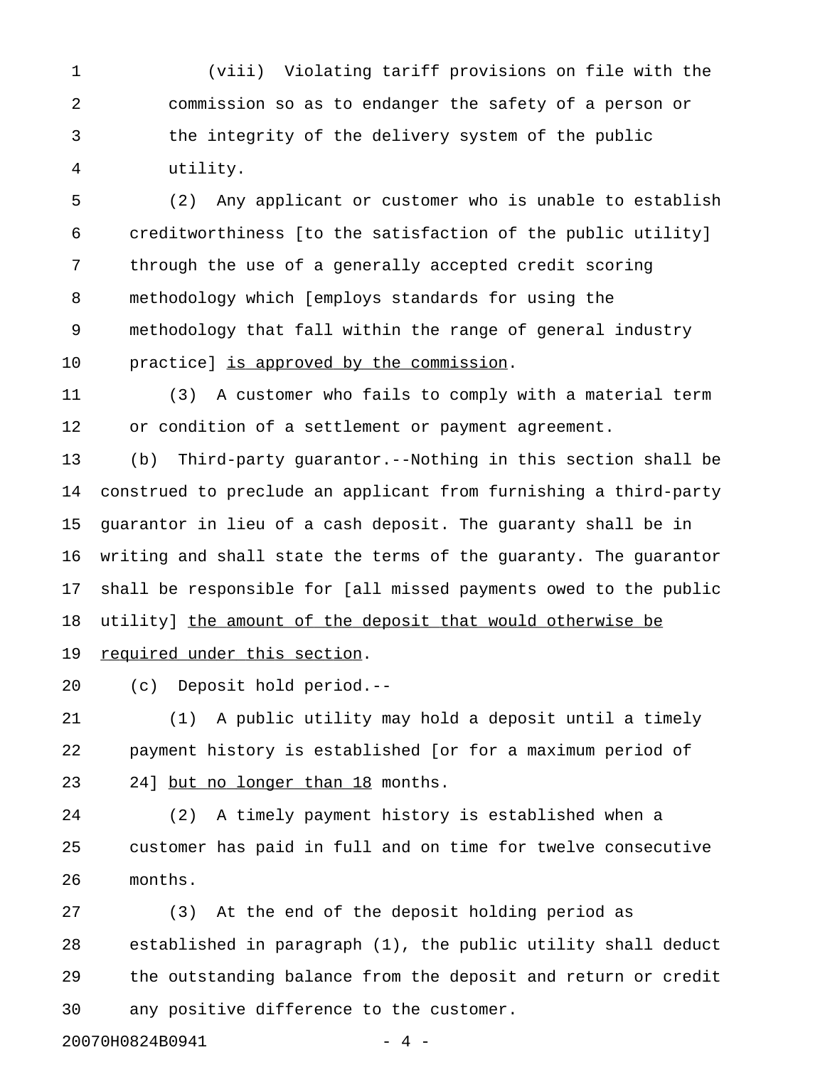(viii) Violating tariff provisions on file with the commission so as to endanger the safety of a person or the integrity of the delivery system of the public utility.

(2) Any applicant or customer who is unable to establish creditworthiness [to the satisfaction of the public utility] through the use of a generally accepted credit scoring methodology which [employs standards for using the methodology that fall within the range of general industry practice] <u>is approved by the commission</u>.

(3) A customer who fails to comply with a material term or condition of a settlement or payment agreement.

(b) Third-party guarantor.--Nothing in this section shall be construed to preclude an applicant from furnishing a third-party guarantor in lieu of a cash deposit. The guaranty shall be in writing and shall state the terms of the guaranty. The guarantor shall be responsible for [all missed payments owed to the public utility] <u>the amount of the deposit that would otherwise be required under this section</u>.

(c) Deposit hold period.--

(1) A public utility may hold a deposit until a timely payment history is established [or for a maximum period of 24] <u>but no longer than 18</u> months.

(2) A timely payment history is established when a customer has paid in full and on time for twelve consecutive months.

(3) At the end of the deposit holding period as established in paragraph (1), the public utility shall deduct the outstanding balance from the deposit and return or credit any positive difference to the customer.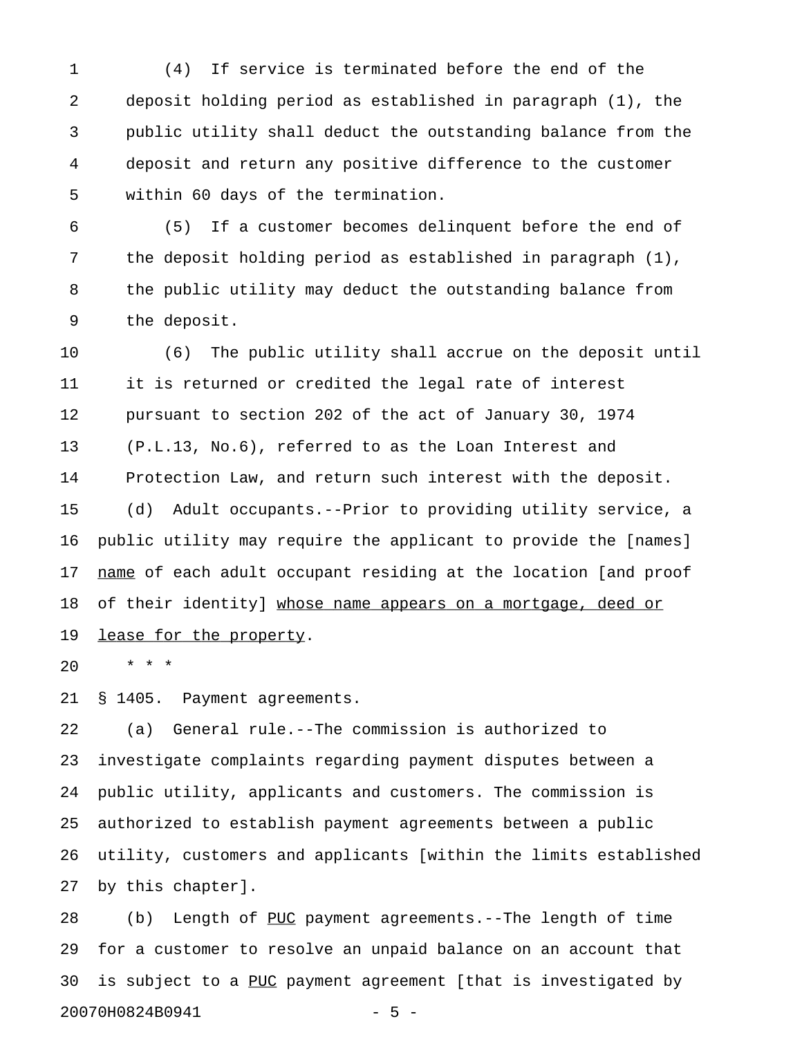(4) If service is terminated before the end of the deposit holding period as established in paragraph (1), the public utility shall deduct the outstanding balance from the deposit and return any positive difference to the customer within 60 days of the termination.

(5) If a customer becomes delinquent before the end of the deposit holding period as established in paragraph (1), the public utility may deduct the outstanding balance from the deposit.

(6) The public utility shall accrue on the deposit until it is returned or credited the legal rate of interest pursuant to section 202 of the act of January 30, 1974 (P.L.13, No.6), referred to as the Loan Interest and Protection Law, and return such interest with the deposit.

(d) Adult occupants.--Prior to providing utility service, a public utility may require the applicant to provide the [names] <u>name</u> of each adult occupant residing at the location [and proof of their identity] <u>whose name appears on a mortgage, deed or lease for the property</u>.

* * *

§ 1405. Payment agreements.

(a) General rule.--The commission is authorized to investigate complaints regarding payment disputes between a public utility, applicants and customers. The commission is authorized to establish payment agreements between a public utility, customers and applicants [within the limits established by this chapter].

(b) Length of <u>PUC</u> payment agreements.--The length of time for a customer to resolve an unpaid balance on an account that is subject to a <u>PUC</u> payment agreement [that is investigated by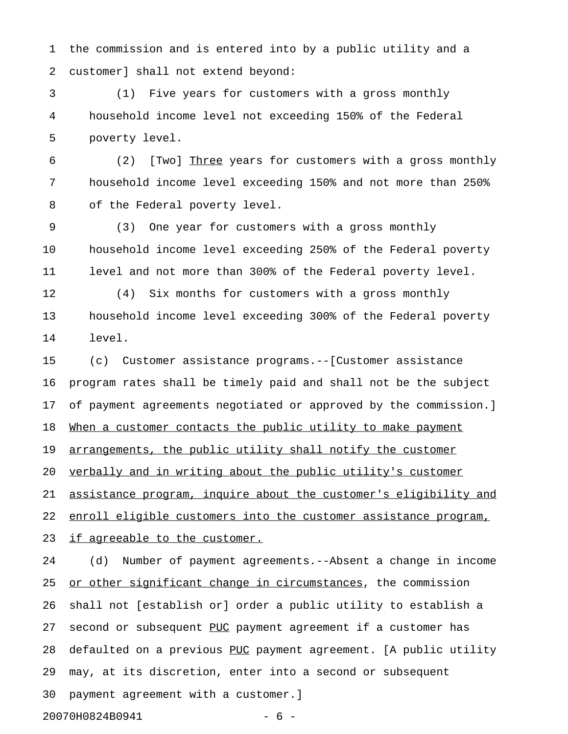the commission and is entered into by a public utility and a customer] shall not extend beyond:

(1) Five years for customers with a gross monthly household income level not exceeding 150% of the Federal poverty level.

(2) [Two] <u>Three</u> years for customers with a gross monthly household income level exceeding 150% and not more than 250% of the Federal poverty level.

(3) One year for customers with a gross monthly household income level exceeding 250% of the Federal poverty level and not more than 300% of the Federal poverty level.

(4) Six months for customers with a gross monthly household income level exceeding 300% of the Federal poverty level.

(c) Customer assistance programs.--[Customer assistance program rates shall be timely paid and shall not be the subject of payment agreements negotiated or approved by the commission.] <u>When a customer contacts the public utility to make payment arrangements, the public utility shall notify the customer verbally and in writing about the public utility's customer assistance program, inquire about the customer's eligibility and enroll eligible customers into the customer assistance program, if agreeable to the customer.</u>

(d) Number of payment agreements.--Absent a change in income <u>or other significant change in circumstances</u>, the commission shall not [establish or] order a public utility to establish a second or subsequent <u>PUC</u> payment agreement if a customer has defaulted on a previous <u>PUC</u> payment agreement. [A public utility may, at its discretion, enter into a second or subsequent payment agreement with a customer.]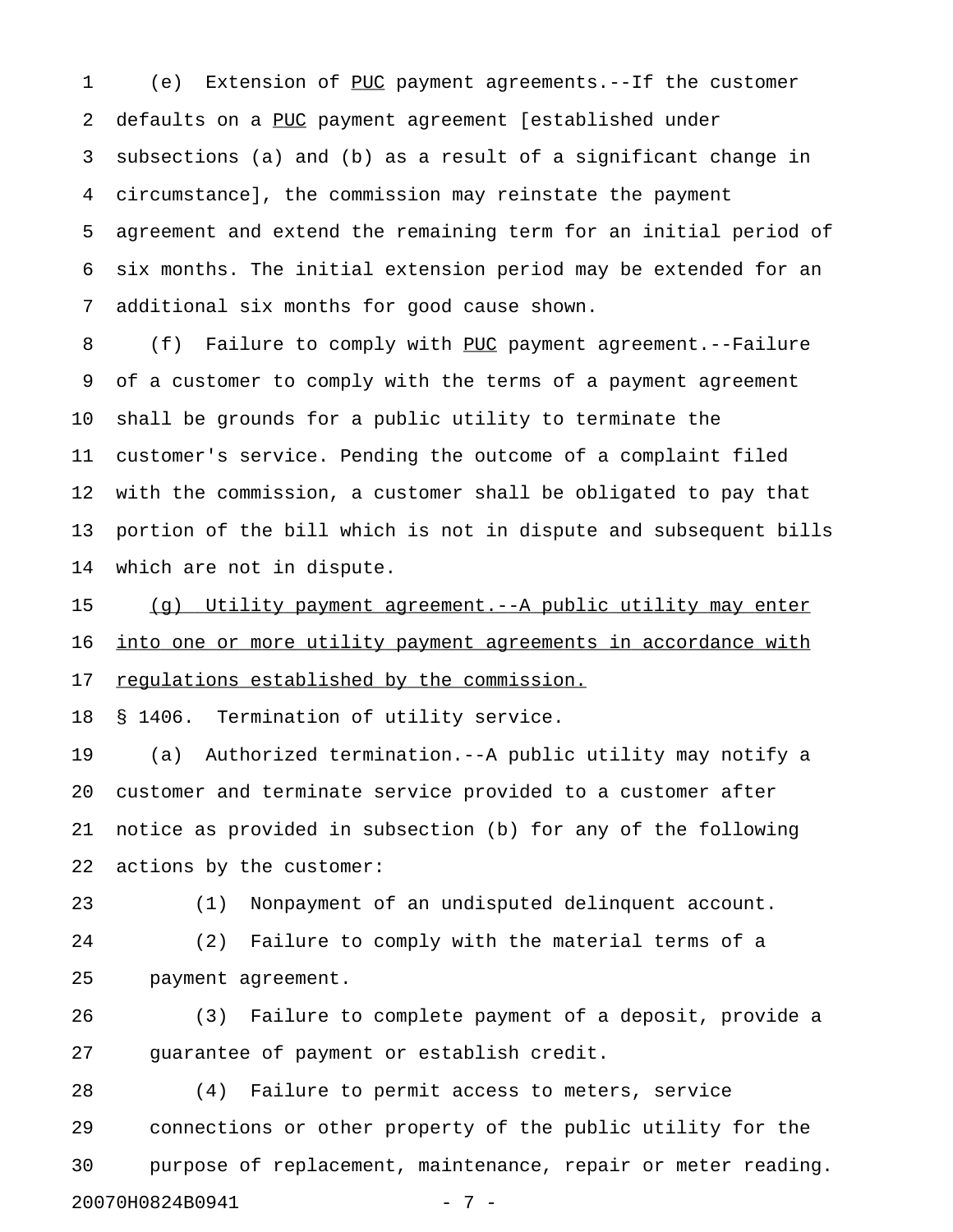(e) Extension of <u>PUC</u> payment agreements.--If the customer defaults on a <u>PUC</u> payment agreement [established under subsections (a) and (b) as a result of a significant change in circumstance], the commission may reinstate the payment agreement and extend the remaining term for an initial period of six months. The initial extension period may be extended for an additional six months for good cause shown.

(f) Failure to comply with <u>PUC</u> payment agreement.--Failure of a customer to comply with the terms of a payment agreement shall be grounds for a public utility to terminate the customer's service. Pending the outcome of a complaint filed with the commission, a customer shall be obligated to pay that portion of the bill which is not in dispute and subsequent bills which are not in dispute.

<u>(g) Utility payment agreement.--A public utility may enter into one or more utility payment agreements in accordance with regulations established by the commission.</u>

§ 1406. Termination of utility service.

(a) Authorized termination.--A public utility may notify a customer and terminate service provided to a customer after notice as provided in subsection (b) for any of the following actions by the customer:

(1) Nonpayment of an undisputed delinquent account.

(2) Failure to comply with the material terms of a payment agreement.

(3) Failure to complete payment of a deposit, provide a guarantee of payment or establish credit.

(4) Failure to permit access to meters, service connections or other property of the public utility for the purpose of replacement, maintenance, repair or meter reading.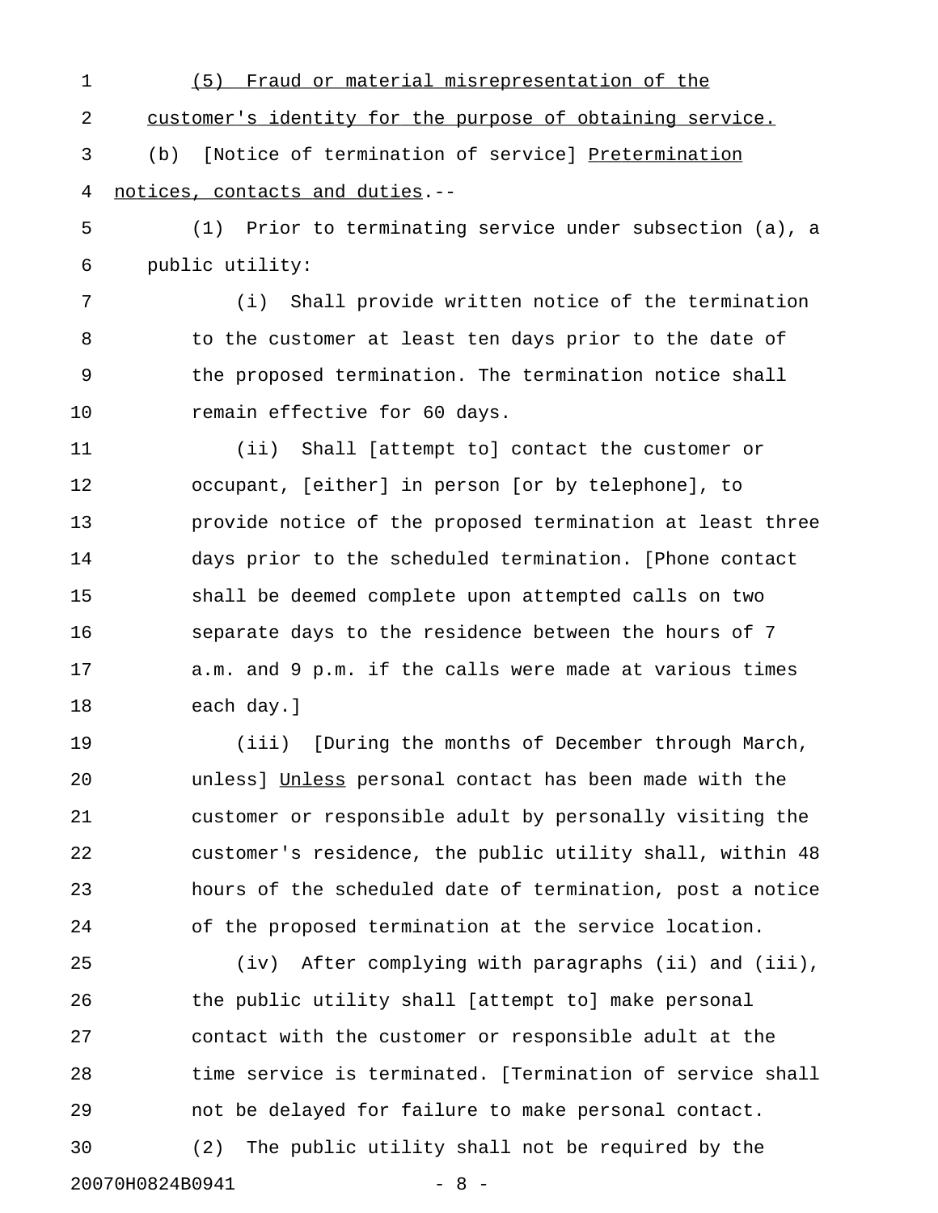(5) Fraud or material misrepresentation of the customer's identity for the purpose of obtaining service.

(b) [Notice of termination of service] Pretermination notices, contacts and duties.--

(1) Prior to terminating service under subsection (a), a public utility:

(i) Shall provide written notice of the termination to the customer at least ten days prior to the date of the proposed termination. The termination notice shall remain effective for 60 days.

(ii) Shall [attempt to] contact the customer or occupant, [either] in person [or by telephone], to provide notice of the proposed termination at least three days prior to the scheduled termination. [Phone contact shall be deemed complete upon attempted calls on two separate days to the residence between the hours of 7 a.m. and 9 p.m. if the calls were made at various times each day.]

(iii) [During the months of December through March, unless] Unless personal contact has been made with the customer or responsible adult by personally visiting the customer's residence, the public utility shall, within 48 hours of the scheduled date of termination, post a notice of the proposed termination at the service location.

(iv) After complying with paragraphs (ii) and (iii), the public utility shall [attempt to] make personal contact with the customer or responsible adult at the time service is terminated. [Termination of service shall not be delayed for failure to make personal contact.

(2) The public utility shall not be required by the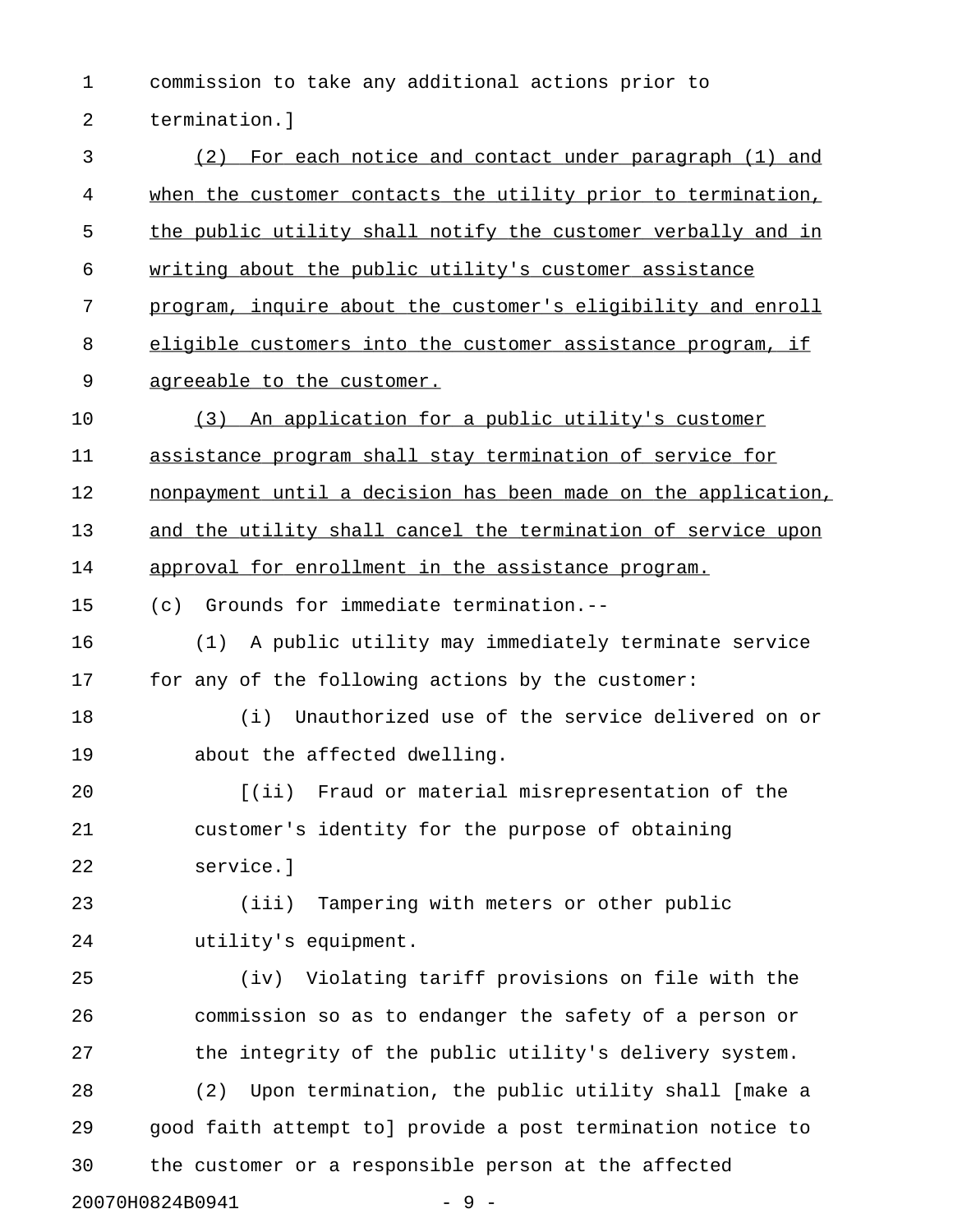commission to take any additional actions prior to termination.]

(2) For each notice and contact under paragraph (1) and when the customer contacts the utility prior to termination, the public utility shall notify the customer verbally and in writing about the public utility's customer assistance program, inquire about the customer's eligibility and enroll eligible customers into the customer assistance program, if agreeable to the customer.

(3) An application for a public utility's customer assistance program shall stay termination of service for nonpayment until a decision has been made on the application, and the utility shall cancel the termination of service upon approval for enrollment in the assistance program.

(c) Grounds for immediate termination.--

(1) A public utility may immediately terminate service for any of the following actions by the customer:

(i) Unauthorized use of the service delivered on or about the affected dwelling.

[(ii) Fraud or material misrepresentation of the customer's identity for the purpose of obtaining service.]

(iii) Tampering with meters or other public utility's equipment.

(iv) Violating tariff provisions on file with the commission so as to endanger the safety of a person or the integrity of the public utility's delivery system.

(2) Upon termination, the public utility shall [make a good faith attempt to] provide a post termination notice to the customer or a responsible person at the affected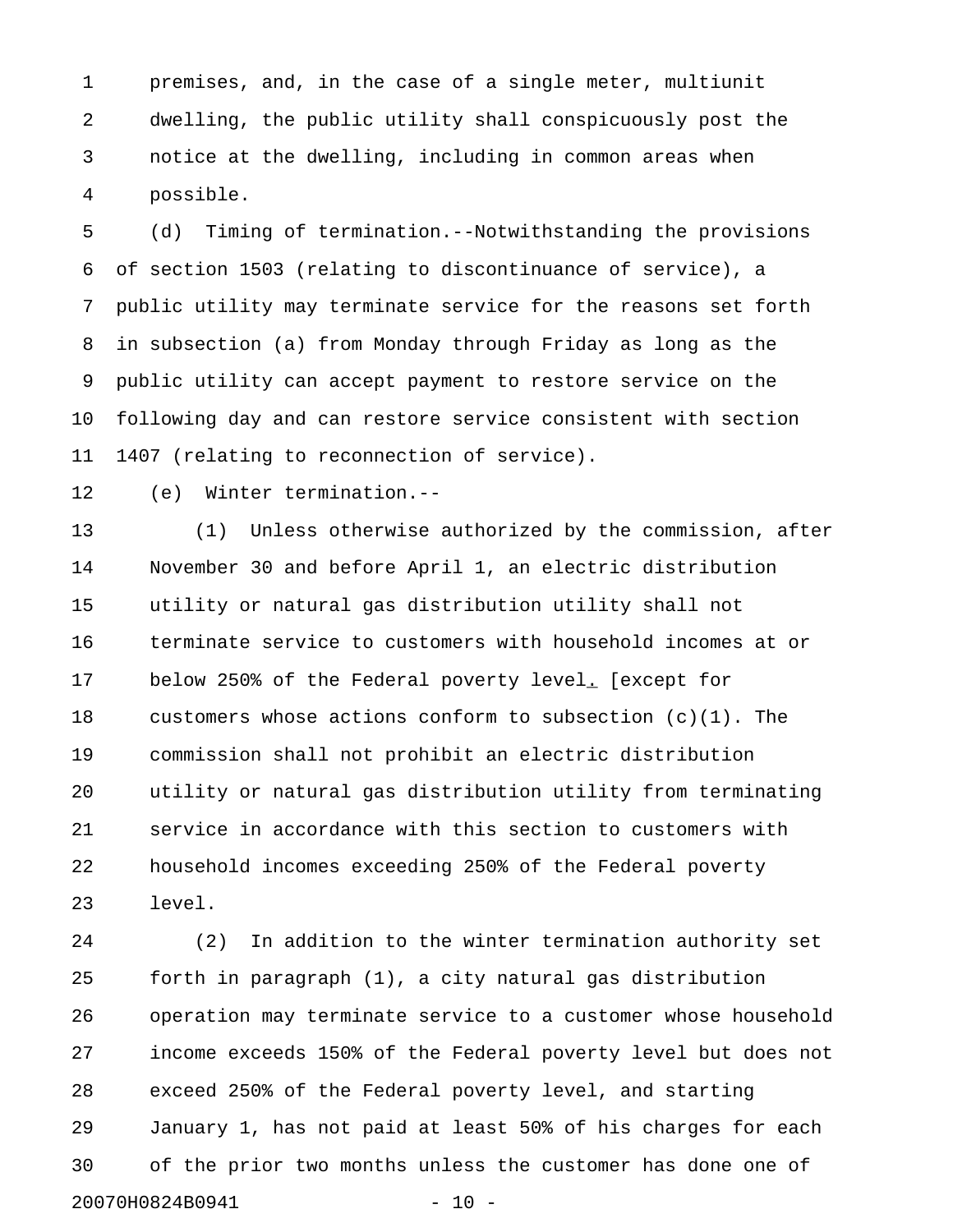premises, and, in the case of a single meter, multiunit dwelling, the public utility shall conspicuously post the notice at the dwelling, including in common areas when possible.

(d) Timing of termination.--Notwithstanding the provisions of section 1503 (relating to discontinuance of service), a public utility may terminate service for the reasons set forth in subsection (a) from Monday through Friday as long as the public utility can accept payment to restore service on the following day and can restore service consistent with section 1407 (relating to reconnection of service).

(e) Winter termination.--

(1) Unless otherwise authorized by the commission, after November 30 and before April 1, an electric distribution utility or natural gas distribution utility shall not terminate service to customers with household incomes at or below 250% of the Federal poverty level. [except for customers whose actions conform to subsection (c)(1). The commission shall not prohibit an electric distribution utility or natural gas distribution utility from terminating service in accordance with this section to customers with household incomes exceeding 250% of the Federal poverty level.

(2) In addition to the winter termination authority set forth in paragraph (1), a city natural gas distribution operation may terminate service to a customer whose household income exceeds 150% of the Federal poverty level but does not exceed 250% of the Federal poverty level, and starting January 1, has not paid at least 50% of his charges for each of the prior two months unless the customer has done one of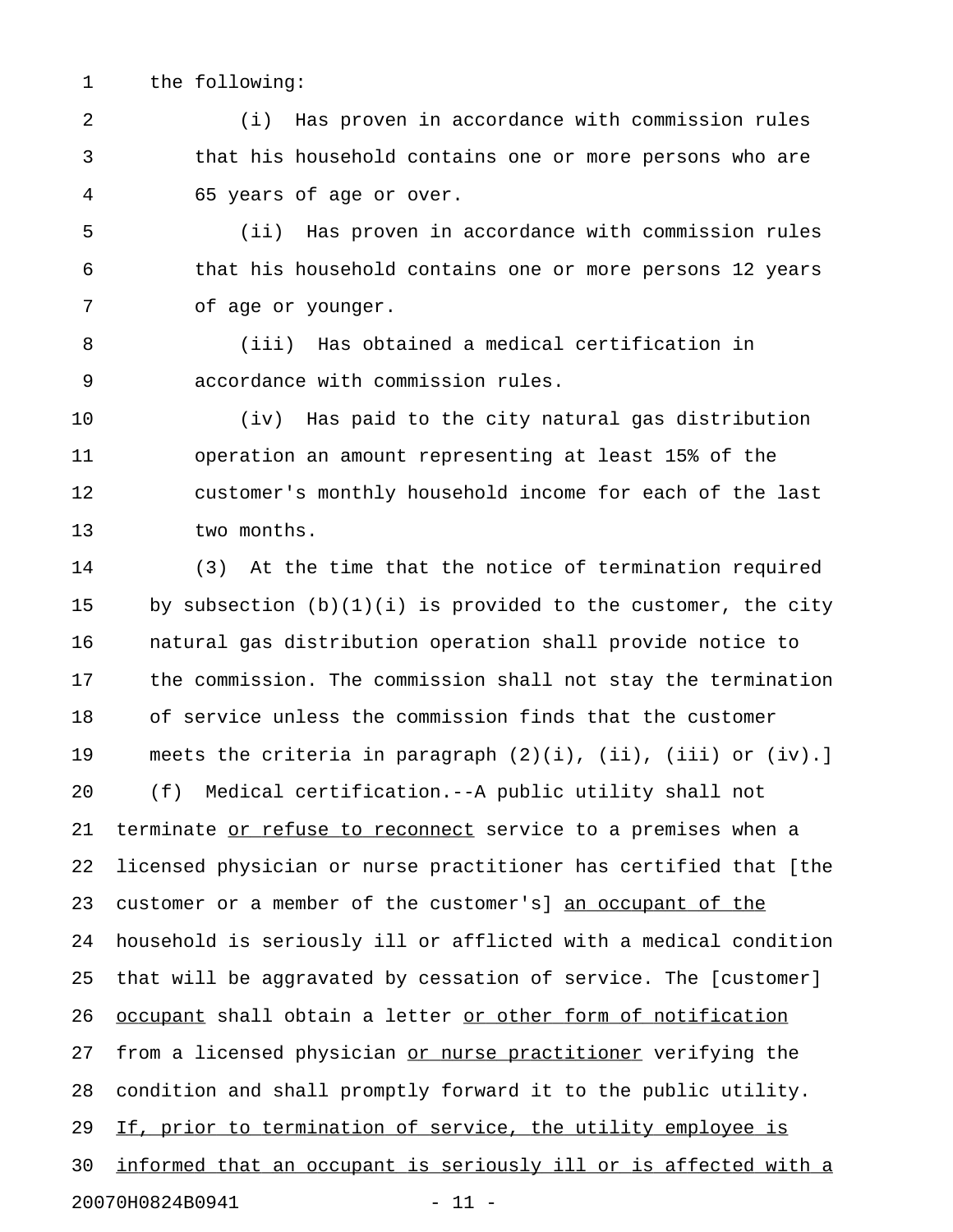the following:

(i) Has proven in accordance with commission rules that his household contains one or more persons who are 65 years of age or over.

(ii) Has proven in accordance with commission rules that his household contains one or more persons 12 years of age or younger.

(iii) Has obtained a medical certification in accordance with commission rules.

(iv) Has paid to the city natural gas distribution operation an amount representing at least 15% of the customer's monthly household income for each of the last two months.

(3) At the time that the notice of termination required by subsection (b)(1)(i) is provided to the customer, the city natural gas distribution operation shall provide notice to the commission. The commission shall not stay the termination of service unless the commission finds that the customer meets the criteria in paragraph (2)(i), (ii), (iii) or (iv).]

(f) Medical certification.--A public utility shall not terminate <u>or refuse to reconnect</u> service to a premises when a licensed physician or nurse practitioner has certified that [the customer or a member of the customer's] <u>an occupant of the</u> household is seriously ill or afflicted with a medical condition that will be aggravated by cessation of service. The [customer] <u>occupant</u> shall obtain a letter <u>or other form of notification</u> from a licensed physician <u>or nurse practitioner</u> verifying the condition and shall promptly forward it to the public utility. <u>If, prior to termination of service, the utility employee is informed that an occupant is seriously ill or is affected with a</u>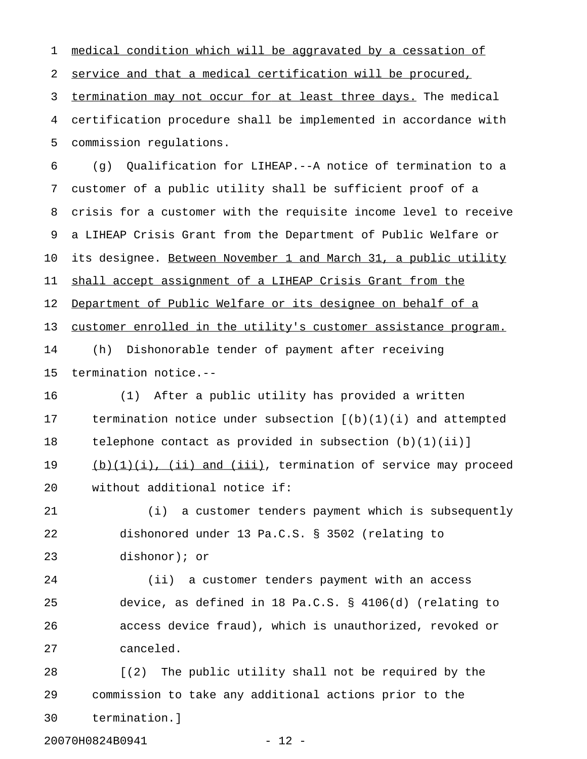medical condition which will be aggravated by a cessation of service and that a medical certification will be procured, termination may not occur for at least three days. The medical certification procedure shall be implemented in accordance with commission regulations.

(g) Qualification for LIHEAP.--A notice of termination to a customer of a public utility shall be sufficient proof of a crisis for a customer with the requisite income level to receive a LIHEAP Crisis Grant from the Department of Public Welfare or its designee. Between November 1 and March 31, a public utility shall accept assignment of a LIHEAP Crisis Grant from the Department of Public Welfare or its designee on behalf of a customer enrolled in the utility's customer assistance program.

(h) Dishonorable tender of payment after receiving termination notice.--

(1) After a public utility has provided a written termination notice under subsection [(b)(1)(i) and attempted telephone contact as provided in subsection (b)(1)(ii)] (b)(1)(i), (ii) and (iii), termination of service may proceed without additional notice if:

(i) a customer tenders payment which is subsequently dishonored under 13 Pa.C.S. § 3502 (relating to dishonor); or

(ii) a customer tenders payment with an access device, as defined in 18 Pa.C.S. § 4106(d) (relating to access device fraud), which is unauthorized, revoked or canceled.

[(2) The public utility shall not be required by the commission to take any additional actions prior to the termination.]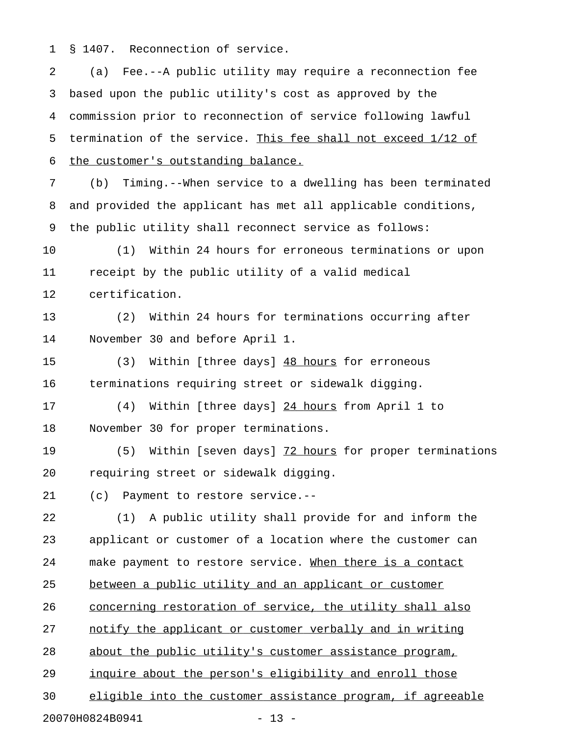§ 1407. Reconnection of service.

(a) Fee.--A public utility may require a reconnection fee based upon the public utility's cost as approved by the commission prior to reconnection of service following lawful termination of the service. <u>This fee shall not exceed 1/12 of the customer's outstanding balance.</u>

(b) Timing.--When service to a dwelling has been terminated and provided the applicant has met all applicable conditions, the public utility shall reconnect service as follows:

(1) Within 24 hours for erroneous terminations or upon receipt by the public utility of a valid medical certification.

(2) Within 24 hours for terminations occurring after November 30 and before April 1.

(3) Within [three days] <u>48 hours</u> for erroneous terminations requiring street or sidewalk digging.

(4) Within [three days] <u>24 hours</u> from April 1 to November 30 for proper terminations.

(5) Within [seven days] <u>72 hours</u> for proper terminations requiring street or sidewalk digging.

(c) Payment to restore service.--

(1) A public utility shall provide for and inform the applicant or customer of a location where the customer can make payment to restore service. <u>When there is a contact between a public utility and an applicant or customer concerning restoration of service, the utility shall also notify the applicant or customer verbally and in writing about the public utility's customer assistance program, inquire about the person's eligibility and enroll those eligible into the customer assistance program, if agreeable</u>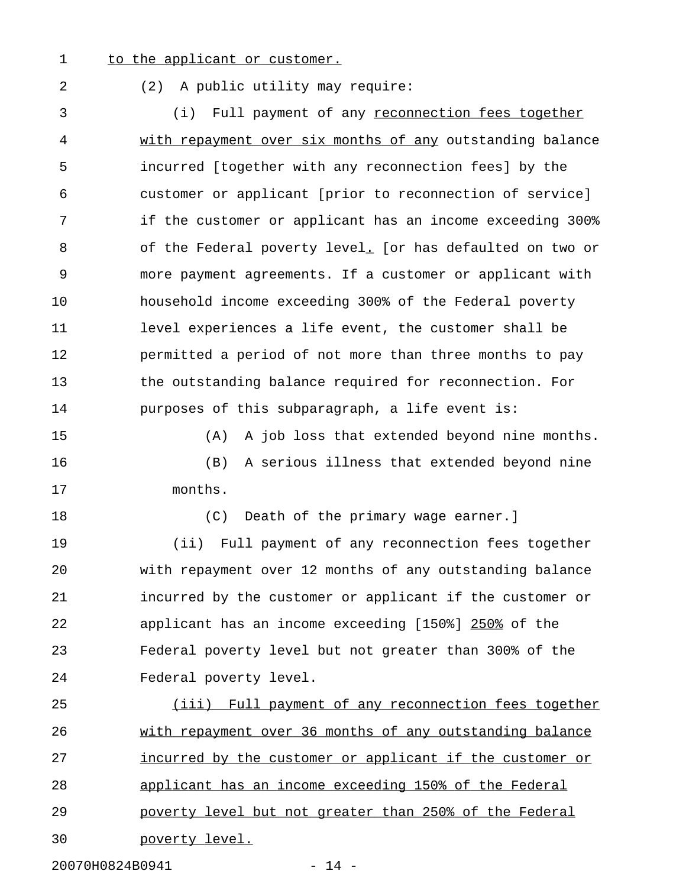to the applicant or customer.

(2) A public utility may require:

(i) Full payment of any reconnection fees together with repayment over six months of any outstanding balance incurred [together with any reconnection fees] by the customer or applicant [prior to reconnection of service] if the customer or applicant has an income exceeding 300% of the Federal poverty level. [or has defaulted on two or more payment agreements. If a customer or applicant with household income exceeding 300% of the Federal poverty level experiences a life event, the customer shall be permitted a period of not more than three months to pay the outstanding balance required for reconnection. For purposes of this subparagraph, a life event is:

(A) A job loss that extended beyond nine months.

(B) A serious illness that extended beyond nine months.

(C) Death of the primary wage earner.]

(ii) Full payment of any reconnection fees together with repayment over 12 months of any outstanding balance incurred by the customer or applicant if the customer or applicant has an income exceeding [150%] 250% of the Federal poverty level but not greater than 300% of the Federal poverty level.

(iii) Full payment of any reconnection fees together with repayment over 36 months of any outstanding balance incurred by the customer or applicant if the customer or applicant has an income exceeding 150% of the Federal poverty level but not greater than 250% of the Federal poverty level.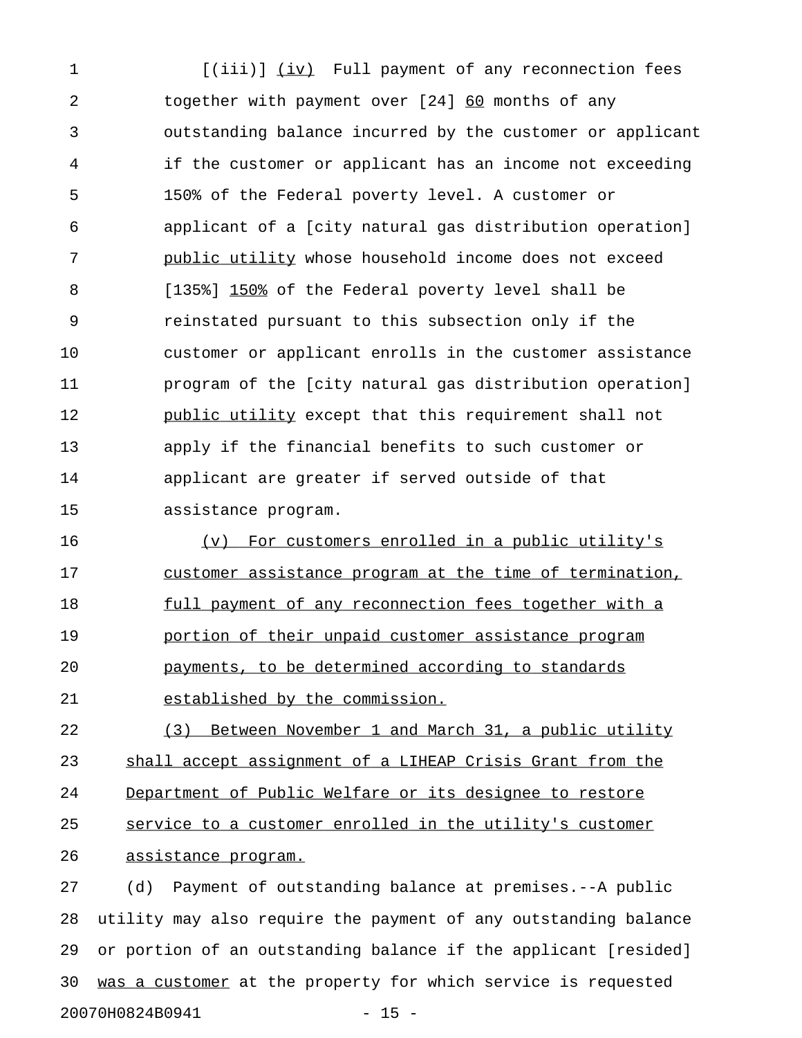[(iii)] (iv) Full payment of any reconnection fees together with payment over [24] 60 months of any outstanding balance incurred by the customer or applicant if the customer or applicant has an income not exceeding 150% of the Federal poverty level. A customer or applicant of a [city natural gas distribution operation] public utility whose household income does not exceed [135%] 150% of the Federal poverty level shall be reinstated pursuant to this subsection only if the customer or applicant enrolls in the customer assistance program of the [city natural gas distribution operation] public utility except that this requirement shall not apply if the financial benefits to such customer or applicant are greater if served outside of that assistance program.

(v) For customers enrolled in a public utility's customer assistance program at the time of termination, full payment of any reconnection fees together with a portion of their unpaid customer assistance program payments, to be determined according to standards established by the commission.

(3) Between November 1 and March 31, a public utility shall accept assignment of a LIHEAP Crisis Grant from the Department of Public Welfare or its designee to restore service to a customer enrolled in the utility's customer assistance program.

(d) Payment of outstanding balance at premises.--A public utility may also require the payment of any outstanding balance or portion of an outstanding balance if the applicant [resided] was a customer at the property for which service is requested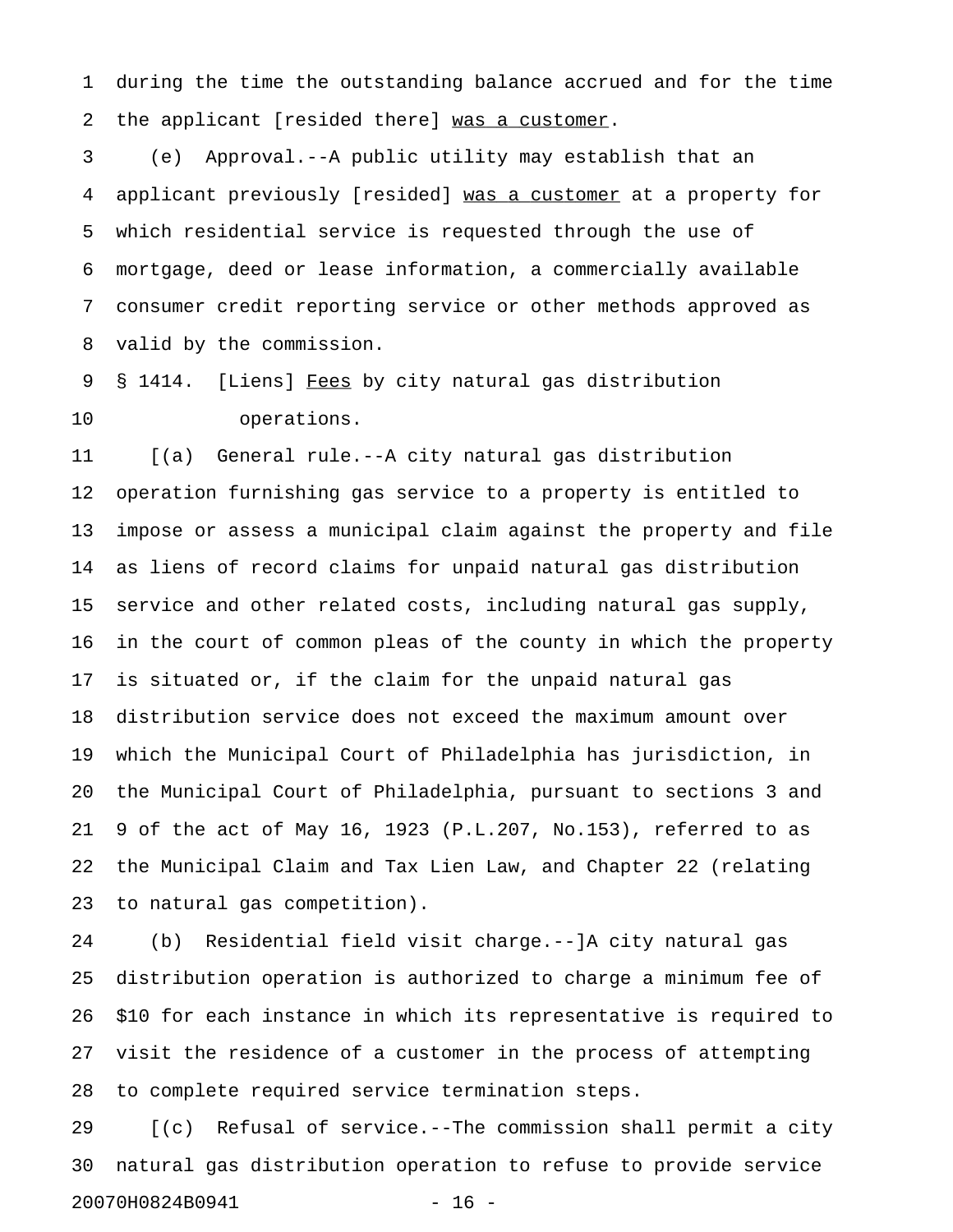during the time the outstanding balance accrued and for the time the applicant [resided there] <u>was a customer</u>.

(e) Approval.--A public utility may establish that an applicant previously [resided] <u>was a customer</u> at a property for which residential service is requested through the use of mortgage, deed or lease information, a commercially available consumer credit reporting service or other methods approved as valid by the commission.

§ 1414. [Liens] <u>Fees</u> by city natural gas distribution operations.

[(a) General rule.--A city natural gas distribution operation furnishing gas service to a property is entitled to impose or assess a municipal claim against the property and file as liens of record claims for unpaid natural gas distribution service and other related costs, including natural gas supply, in the court of common pleas of the county in which the property is situated or, if the claim for the unpaid natural gas distribution service does not exceed the maximum amount over which the Municipal Court of Philadelphia has jurisdiction, in the Municipal Court of Philadelphia, pursuant to sections 3 and 9 of the act of May 16, 1923 (P.L.207, No.153), referred to as the Municipal Claim and Tax Lien Law, and Chapter 22 (relating to natural gas competition).

(b) Residential field visit charge.--]A city natural gas distribution operation is authorized to charge a minimum fee of $10 for each instance in which its representative is required to visit the residence of a customer in the process of attempting to complete required service termination steps.

[(c) Refusal of service.--The commission shall permit a city natural gas distribution operation to refuse to provide service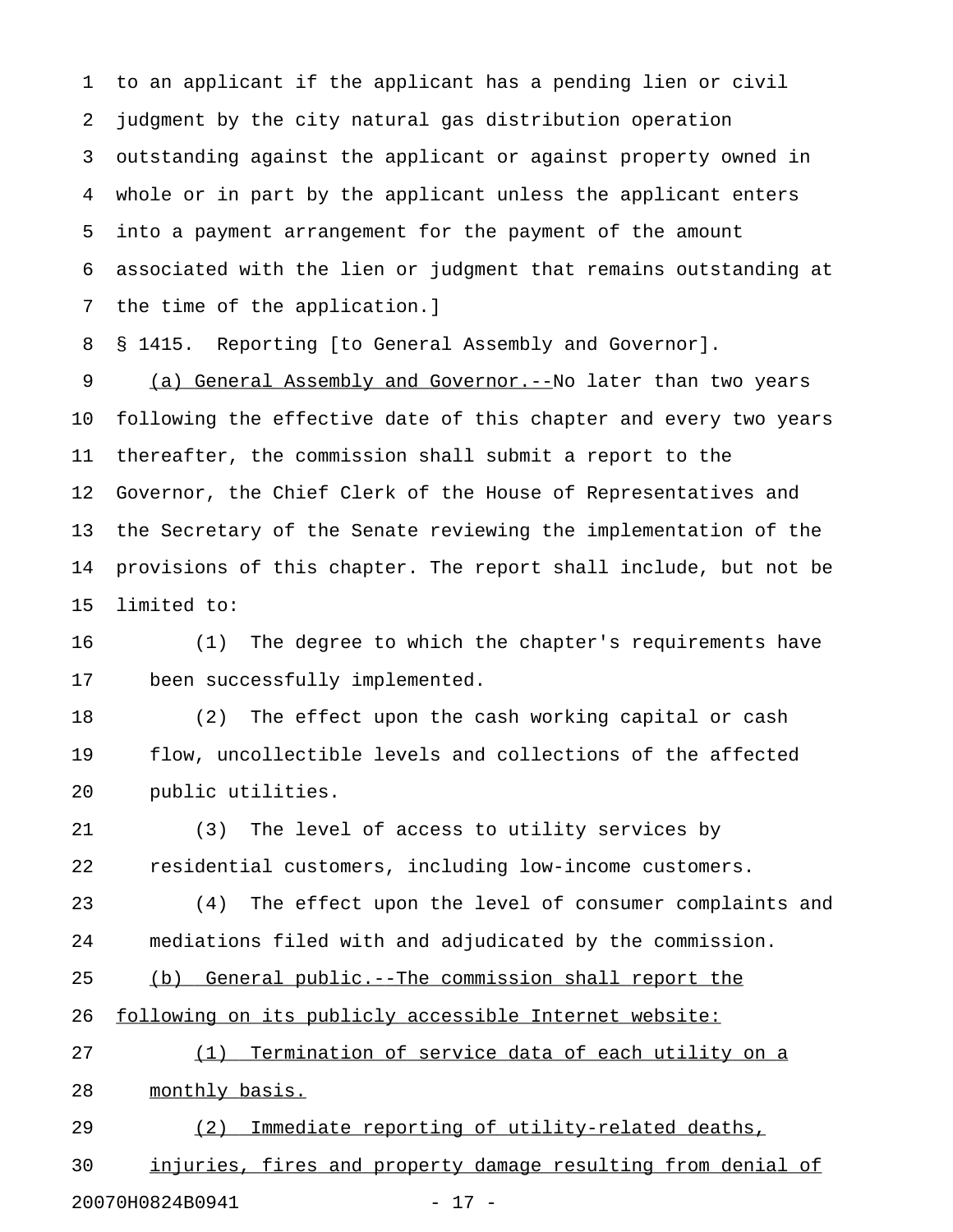to an applicant if the applicant has a pending lien or civil judgment by the city natural gas distribution operation outstanding against the applicant or against property owned in whole or in part by the applicant unless the applicant enters into a payment arrangement for the payment of the amount associated with the lien or judgment that remains outstanding at the time of the application.]

§ 1415. Reporting [to General Assembly and Governor].

(a) General Assembly and Governor.--No later than two years following the effective date of this chapter and every two years thereafter, the commission shall submit a report to the Governor, the Chief Clerk of the House of Representatives and the Secretary of the Senate reviewing the implementation of the provisions of this chapter. The report shall include, but not be limited to:

(1) The degree to which the chapter's requirements have been successfully implemented.

(2) The effect upon the cash working capital or cash flow, uncollectible levels and collections of the affected public utilities.

(3) The level of access to utility services by residential customers, including low-income customers.

(4) The effect upon the level of consumer complaints and mediations filed with and adjudicated by the commission.

(b) General public.--The commission shall report the following on its publicly accessible Internet website:

(1) Termination of service data of each utility on a monthly basis.

(2) Immediate reporting of utility-related deaths, injuries, fires and property damage resulting from denial of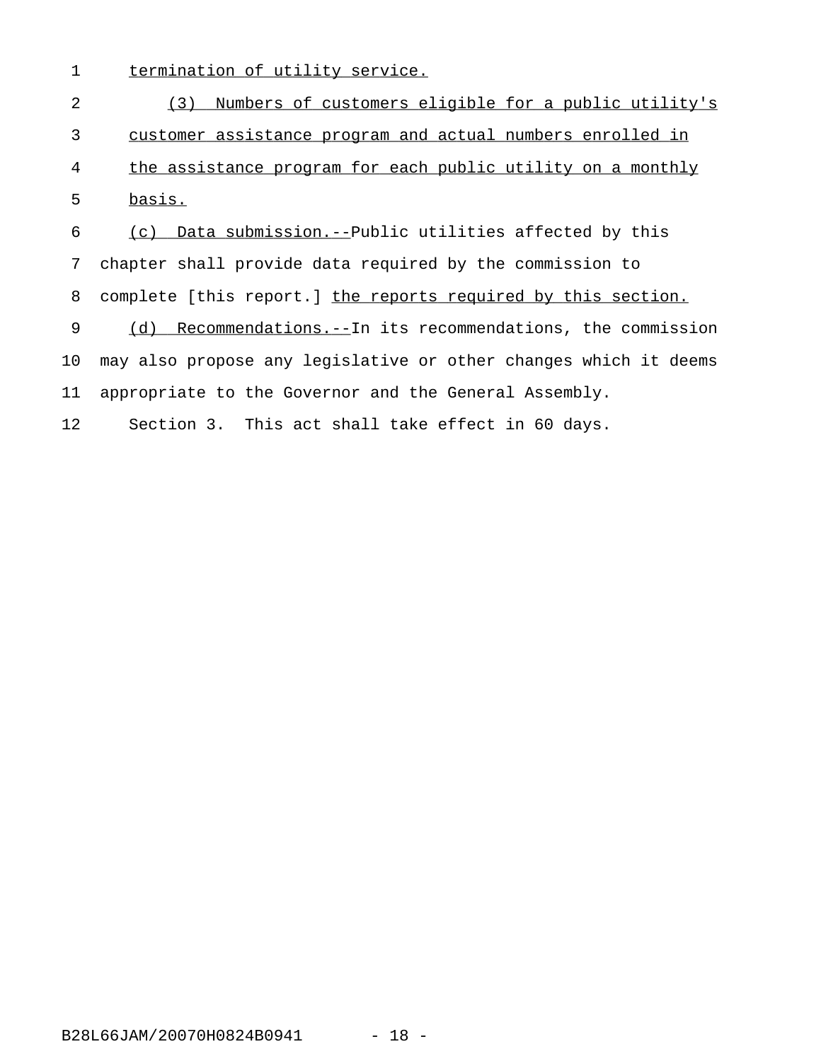termination of utility service.

(3) Numbers of customers eligible for a public utility's customer assistance program and actual numbers enrolled in the assistance program for each public utility on a monthly basis.

(c) Data submission.--Public utilities affected by this chapter shall provide data required by the commission to complete [this report.] the reports required by this section.

(d) Recommendations.--In its recommendations, the commission may also propose any legislative or other changes which it deems appropriate to the Governor and the General Assembly.

Section 3. This act shall take effect in 60 days.